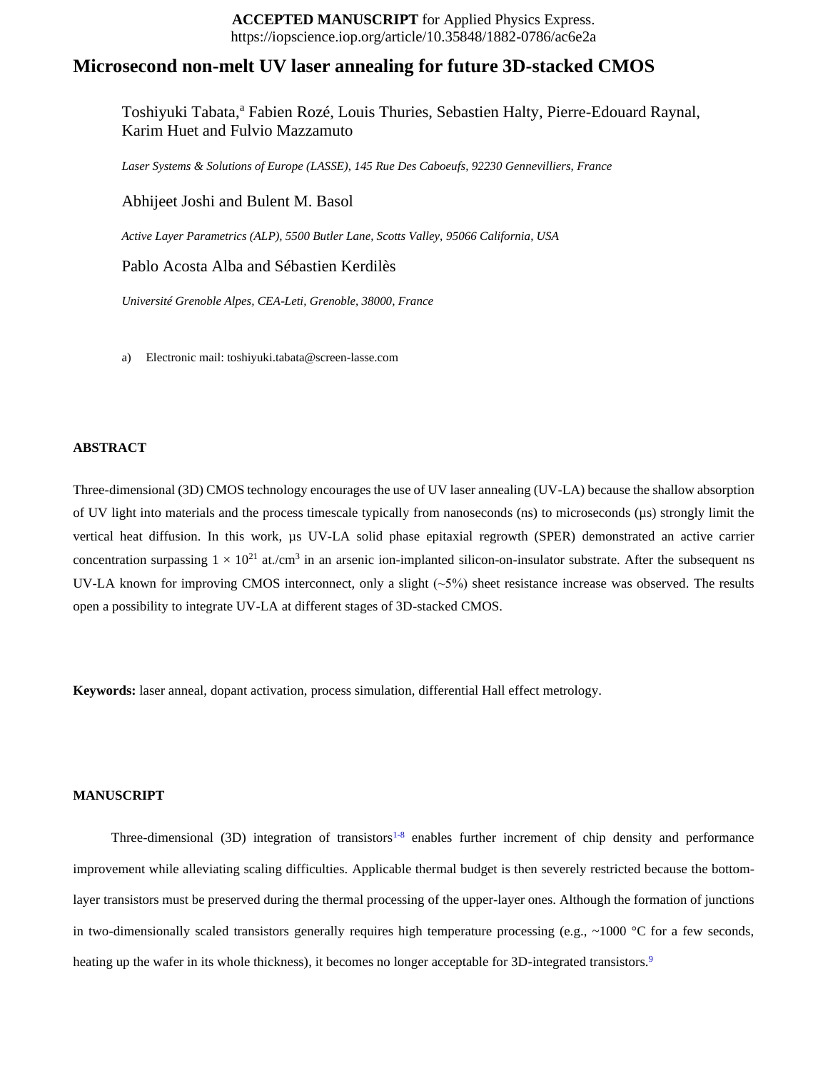**ACCEPTED MANUSCRIPT** for Applied Physics Express.
https://iopscience.iop.org/article/10.35848/1882-0786/ac6e2a

# Microsecond non-melt UV laser annealing for future 3D-stacked CMOS

Toshiyuki Tabata,[a] Fabien Rozé, Louis Thuries, Sebastien Halty, Pierre-Edouard Raynal, Karim Huet and Fulvio Mazzamuto

*Laser Systems & Solutions of Europe (LASSE), 145 Rue Des Caboeufs, 92230 Gennevilliers, France*

Abhijeet Joshi and Bulent M. Basol

*Active Layer Parametrics (ALP), 5500 Butler Lane, Scotts Valley, 95066 California, USA*

Pablo Acosta Alba and Sébastien Kerdilès

*Université Grenoble Alpes, CEA-Leti, Grenoble, 38000, France*

a) Electronic mail: toshiyuki.tabata@screen-lasse.com

## ABSTRACT

Three-dimensional (3D) CMOS technology encourages the use of UV laser annealing (UV-LA) because the shallow absorption of UV light into materials and the process timescale typically from nanoseconds (ns) to microseconds (µs) strongly limit the vertical heat diffusion. In this work, µs UV-LA solid phase epitaxial regrowth (SPER) demonstrated an active carrier concentration surpassing $1 \times 10^{21}$ at./cm$^3$ in an arsenic ion-implanted silicon-on-insulator substrate. After the subsequent ns UV-LA known for improving CMOS interconnect, only a slight (~5%) sheet resistance increase was observed. The results open a possibility to integrate UV-LA at different stages of 3D-stacked CMOS.

**Keywords:** laser anneal, dopant activation, process simulation, differential Hall effect metrology.

## MANUSCRIPT

Three-dimensional (3D) integration of transistors[1-8] enables further increment of chip density and performance improvement while alleviating scaling difficulties. Applicable thermal budget is then severely restricted because the bottom-layer transistors must be preserved during the thermal processing of the upper-layer ones. Although the formation of junctions in two-dimensionally scaled transistors generally requires high temperature processing (e.g., ~1000 °C for a few seconds, heating up the wafer in its whole thickness), it becomes no longer acceptable for 3D-integrated transistors.[9]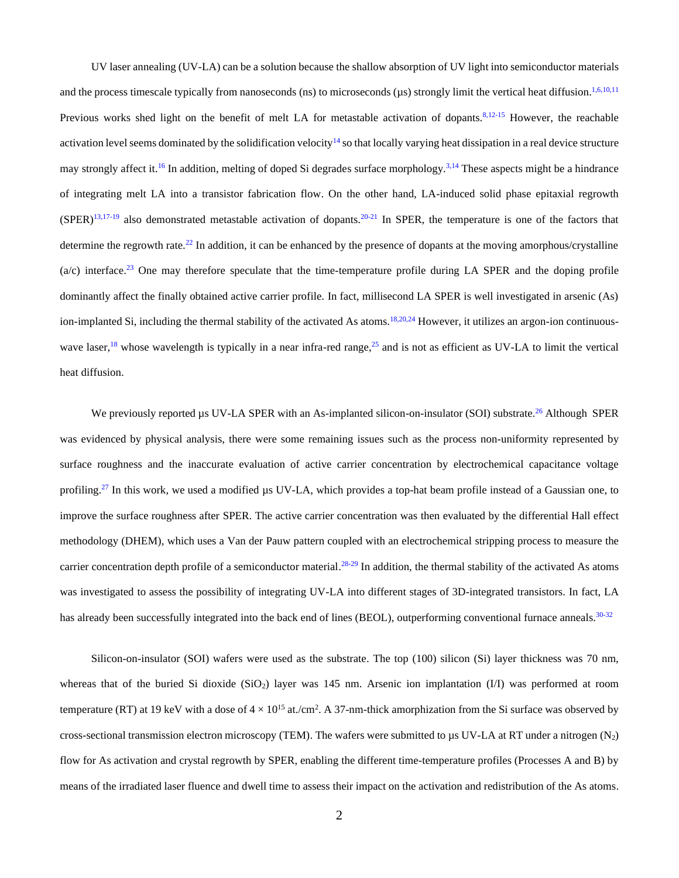UV laser annealing (UV-LA) can be a solution because the shallow absorption of UV light into semiconductor materials and the process timescale typically from nanoseconds (ns) to microseconds (µs) strongly limit the vertical heat diffusion.[1,6,10,11] Previous works shed light on the benefit of melt LA for metastable activation of dopants.[8,12-15] However, the reachable activation level seems dominated by the solidification velocity[14] so that locally varying heat dissipation in a real device structure may strongly affect it.[16] In addition, melting of doped Si degrades surface morphology.[3,14] These aspects might be a hindrance of integrating melt LA into a transistor fabrication flow. On the other hand, LA-induced solid phase epitaxial regrowth (SPER)[13,17-19] also demonstrated metastable activation of dopants.[20-21] In SPER, the temperature is one of the factors that determine the regrowth rate.[22] In addition, it can be enhanced by the presence of dopants at the moving amorphous/crystalline (a/c) interface.[23] One may therefore speculate that the time-temperature profile during LA SPER and the doping profile dominantly affect the finally obtained active carrier profile. In fact, millisecond LA SPER is well investigated in arsenic (As) ion-implanted Si, including the thermal stability of the activated As atoms.[18,20,24] However, it utilizes an argon-ion continuous-wave laser,[18] whose wavelength is typically in a near infra-red range,[25] and is not as efficient as UV-LA to limit the vertical heat diffusion.

We previously reported µs UV-LA SPER with an As-implanted silicon-on-insulator (SOI) substrate.[26] Although SPER was evidenced by physical analysis, there were some remaining issues such as the process non-uniformity represented by surface roughness and the inaccurate evaluation of active carrier concentration by electrochemical capacitance voltage profiling.[27] In this work, we used a modified µs UV-LA, which provides a top-hat beam profile instead of a Gaussian one, to improve the surface roughness after SPER. The active carrier concentration was then evaluated by the differential Hall effect methodology (DHEM), which uses a Van der Pauw pattern coupled with an electrochemical stripping process to measure the carrier concentration depth profile of a semiconductor material.[28-29] In addition, the thermal stability of the activated As atoms was investigated to assess the possibility of integrating UV-LA into different stages of 3D-integrated transistors. In fact, LA has already been successfully integrated into the back end of lines (BEOL), outperforming conventional furnace anneals.[30-32]

Silicon-on-insulator (SOI) wafers were used as the substrate. The top (100) silicon (Si) layer thickness was 70 nm, whereas that of the buried Si dioxide ($SiO_2$) layer was 145 nm. Arsenic ion implantation (I/I) was performed at room temperature (RT) at 19 keV with a dose of $4 \times 10^{15}$ at./cm$^2$. A 37-nm-thick amorphization from the Si surface was observed by cross-sectional transmission electron microscopy (TEM). The wafers were submitted to µs UV-LA at RT under a nitrogen ($N_2$) flow for As activation and crystal regrowth by SPER, enabling the different time-temperature profiles (Processes A and B) by means of the irradiated laser fluence and dwell time to assess their impact on the activation and redistribution of the As atoms.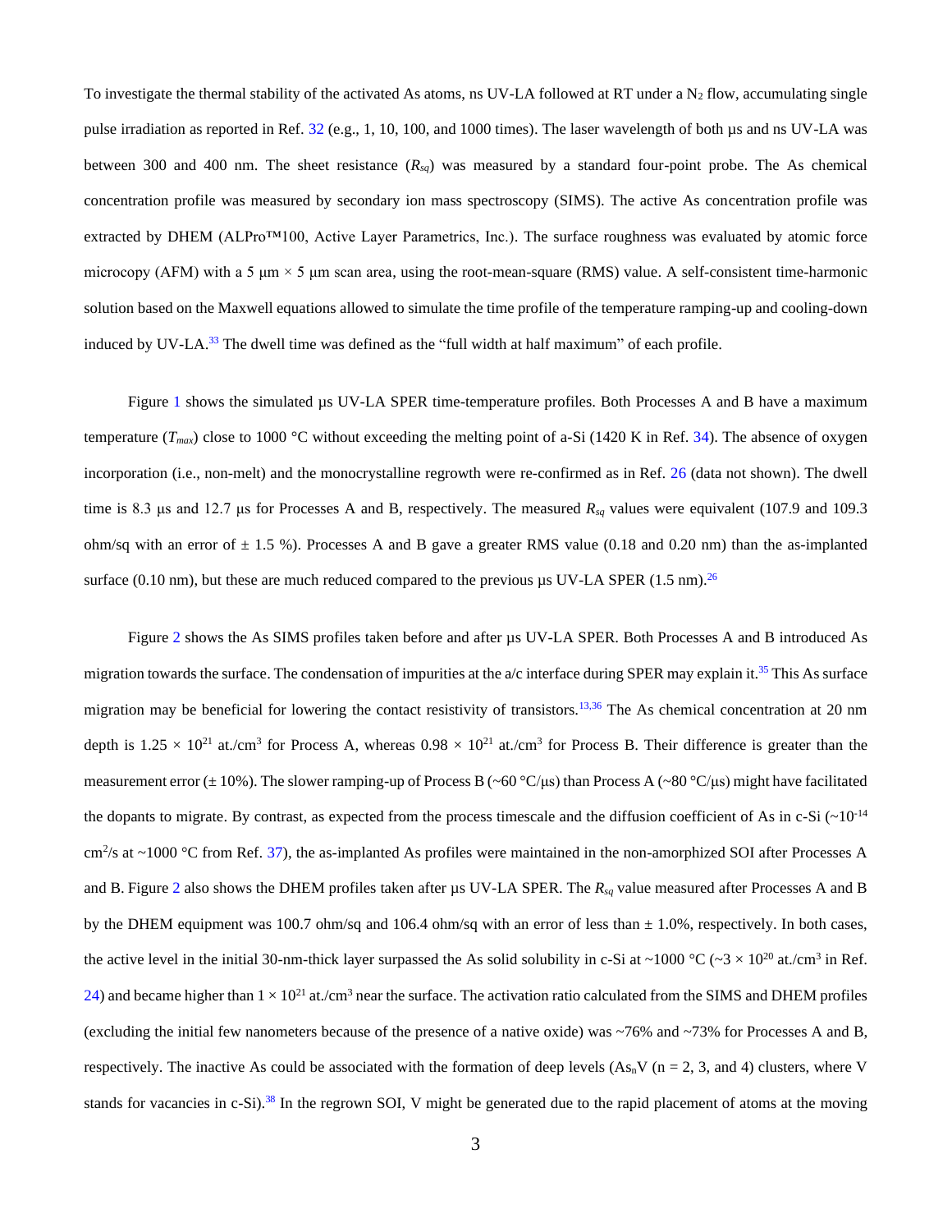To investigate the thermal stability of the activated As atoms, ns UV-LA followed at RT under a $N_2$ flow, accumulating single pulse irradiation as reported in Ref. 32 (e.g., 1, 10, 100, and 1000 times). The laser wavelength of both μs and ns UV-LA was between 300 and 400 nm. The sheet resistance ($R_{sq}$) was measured by a standard four-point probe. The As chemical concentration profile was measured by secondary ion mass spectroscopy (SIMS). The active As concentration profile was extracted by DHEM (ALPro™100, Active Layer Parametrics, Inc.). The surface roughness was evaluated by atomic force microcopy (AFM) with a 5 μm × 5 μm scan area, using the root-mean-square (RMS) value. A self-consistent time-harmonic solution based on the Maxwell equations allowed to simulate the time profile of the temperature ramping-up and cooling-down induced by UV-LA.[33] The dwell time was defined as the "full width at half maximum" of each profile.

Figure 1 shows the simulated μs UV-LA SPER time-temperature profiles. Both Processes A and B have a maximum temperature ($T_{max}$) close to 1000 °C without exceeding the melting point of a-Si (1420 K in Ref. 34). The absence of oxygen incorporation (i.e., non-melt) and the monocrystalline regrowth were re-confirmed as in Ref. 26 (data not shown). The dwell time is 8.3 μs and 12.7 μs for Processes A and B, respectively. The measured $R_{sq}$ values were equivalent (107.9 and 109.3 ohm/sq with an error of ± 1.5 %). Processes A and B gave a greater RMS value (0.18 and 0.20 nm) than the as-implanted surface (0.10 nm), but these are much reduced compared to the previous μs UV-LA SPER (1.5 nm).[26]

Figure 2 shows the As SIMS profiles taken before and after μs UV-LA SPER. Both Processes A and B introduced As migration towards the surface. The condensation of impurities at the a/c interface during SPER may explain it.[35] This As surface migration may be beneficial for lowering the contact resistivity of transistors.[13,36] The As chemical concentration at 20 nm depth is $1.25 \times 10^{21}$ at./cm$^3$ for Process A, whereas $0.98 \times 10^{21}$ at./cm$^3$ for Process B. Their difference is greater than the measurement error (± 10%). The slower ramping-up of Process B (~60 °C/μs) than Process A (~80 °C/μs) might have facilitated the dopants to migrate. By contrast, as expected from the process timescale and the diffusion coefficient of As in c-Si (~$10^{-14}$ cm$^2$/s at ~1000 °C from Ref. 37), the as-implanted As profiles were maintained in the non-amorphized SOI after Processes A and B. Figure 2 also shows the DHEM profiles taken after μs UV-LA SPER. The $R_{sq}$ value measured after Processes A and B by the DHEM equipment was 100.7 ohm/sq and 106.4 ohm/sq with an error of less than ± 1.0%, respectively. In both cases, the active level in the initial 30-nm-thick layer surpassed the As solid solubility in c-Si at ~1000 °C (~$3 \times 10^{20}$ at./cm$^3$ in Ref. 24) and became higher than $1 \times 10^{21}$ at./cm$^3$ near the surface. The activation ratio calculated from the SIMS and DHEM profiles (excluding the initial few nanometers because of the presence of a native oxide) was ~76% and ~73% for Processes A and B, respectively. The inactive As could be associated with the formation of deep levels ($As_nV$ (n = 2, 3, and 4) clusters, where V stands for vacancies in c-Si).[38] In the regrown SOI, V might be generated due to the rapid placement of atoms at the moving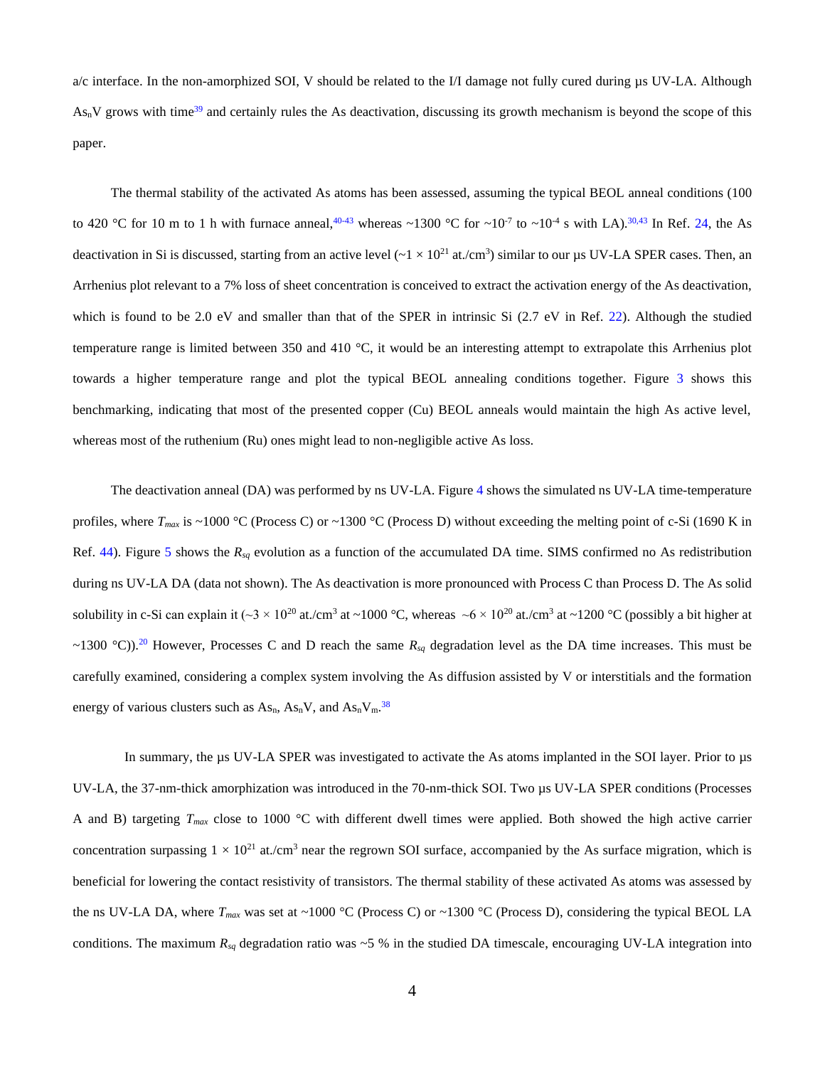a/c interface. In the non-amorphized SOI, V should be related to the I/I damage not fully cured during µs UV-LA. Although $As_nV$ grows with time[39] and certainly rules the As deactivation, discussing its growth mechanism is beyond the scope of this paper.

The thermal stability of the activated As atoms has been assessed, assuming the typical BEOL anneal conditions (100 to 420 °C for 10 m to 1 h with furnace anneal,[40-43] whereas ~1300 °C for ~$10^{-7}$ to ~$10^{-4}$ s with LA).[30,43] In Ref. 24, the As deactivation in Si is discussed, starting from an active level (~1 × $10^{21}$ at./cm$^3$) similar to our µs UV-LA SPER cases. Then, an Arrhenius plot relevant to a 7% loss of sheet concentration is conceived to extract the activation energy of the As deactivation, which is found to be 2.0 eV and smaller than that of the SPER in intrinsic Si (2.7 eV in Ref. 22). Although the studied temperature range is limited between 350 and 410 °C, it would be an interesting attempt to extrapolate this Arrhenius plot towards a higher temperature range and plot the typical BEOL annealing conditions together. Figure 3 shows this benchmarking, indicating that most of the presented copper (Cu) BEOL anneals would maintain the high As active level, whereas most of the ruthenium (Ru) ones might lead to non-negligible active As loss.

The deactivation anneal (DA) was performed by ns UV-LA. Figure 4 shows the simulated ns UV-LA time-temperature profiles, where $T_{max}$ is ~1000 °C (Process C) or ~1300 °C (Process D) without exceeding the melting point of c-Si (1690 K in Ref. 44). Figure 5 shows the $R_{sq}$ evolution as a function of the accumulated DA time. SIMS confirmed no As redistribution during ns UV-LA DA (data not shown). The As deactivation is more pronounced with Process C than Process D. The As solid solubility in c-Si can explain it (~3 × $10^{20}$ at./cm$^3$ at ~1000 °C, whereas ~6 × $10^{20}$ at./cm$^3$ at ~1200 °C (possibly a bit higher at ~1300 °C)).[20] However, Processes C and D reach the same $R_{sq}$ degradation level as the DA time increases. This must be carefully examined, considering a complex system involving the As diffusion assisted by V or interstitials and the formation energy of various clusters such as $As_n$, $As_nV$, and $As_nV_m$.[38]

In summary, the µs UV-LA SPER was investigated to activate the As atoms implanted in the SOI layer. Prior to µs UV-LA, the 37-nm-thick amorphization was introduced in the 70-nm-thick SOI. Two µs UV-LA SPER conditions (Processes A and B) targeting $T_{max}$ close to 1000 °C with different dwell times were applied. Both showed the high active carrier concentration surpassing 1 × $10^{21}$ at./cm$^3$ near the regrown SOI surface, accompanied by the As surface migration, which is beneficial for lowering the contact resistivity of transistors. The thermal stability of these activated As atoms was assessed by the ns UV-LA DA, where $T_{max}$ was set at ~1000 °C (Process C) or ~1300 °C (Process D), considering the typical BEOL LA conditions. The maximum $R_{sq}$ degradation ratio was ~5 % in the studied DA timescale, encouraging UV-LA integration into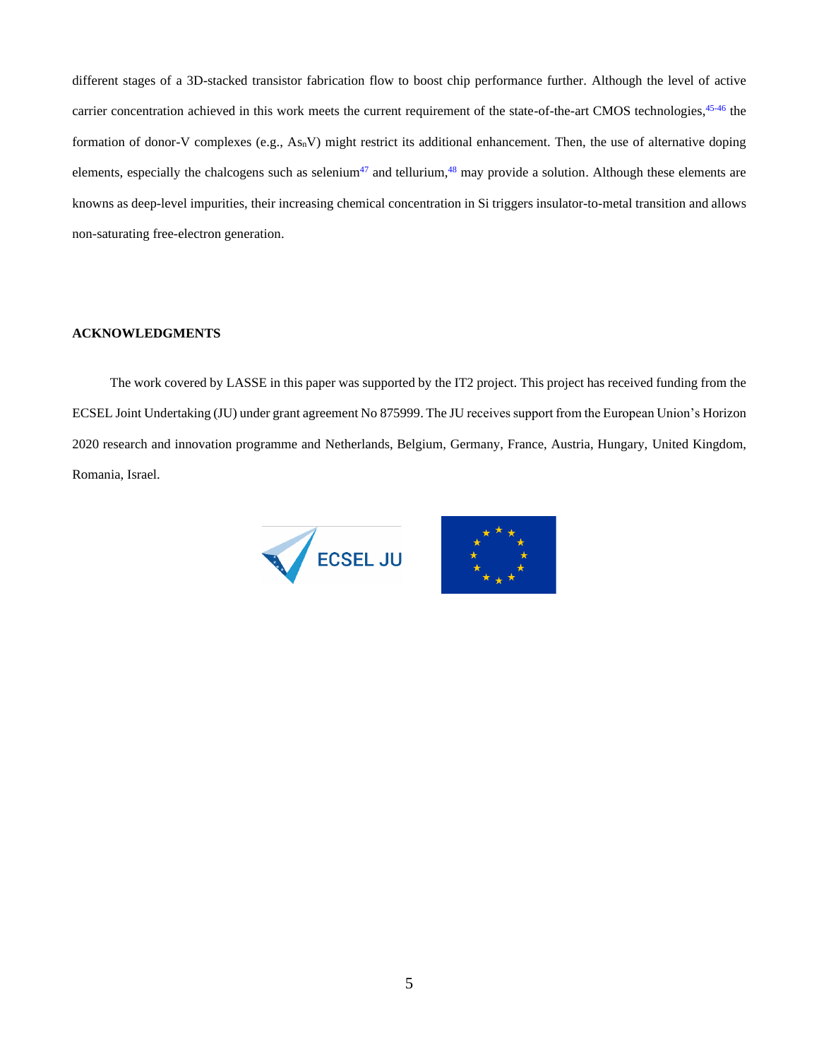different stages of a 3D-stacked transistor fabrication flow to boost chip performance further. Although the level of active carrier concentration achieved in this work meets the current requirement of the state-of-the-art CMOS technologies,[45-46] the formation of donor-V complexes (e.g., $As_nV$) might restrict its additional enhancement. Then, the use of alternative doping elements, especially the chalcogens such as selenium[47] and tellurium,[48] may provide a solution. Although these elements are knowns as deep-level impurities, their increasing chemical concentration in Si triggers insulator-to-metal transition and allows non-saturating free-electron generation.

## ACKNOWLEDGMENTS

The work covered by LASSE in this paper was supported by the IT2 project. This project has received funding from the ECSEL Joint Undertaking (JU) under grant agreement No 875999. The JU receives support from the European Union's Horizon 2020 research and innovation programme and Netherlands, Belgium, Germany, France, Austria, Hungary, United Kingdom, Romania, Israel.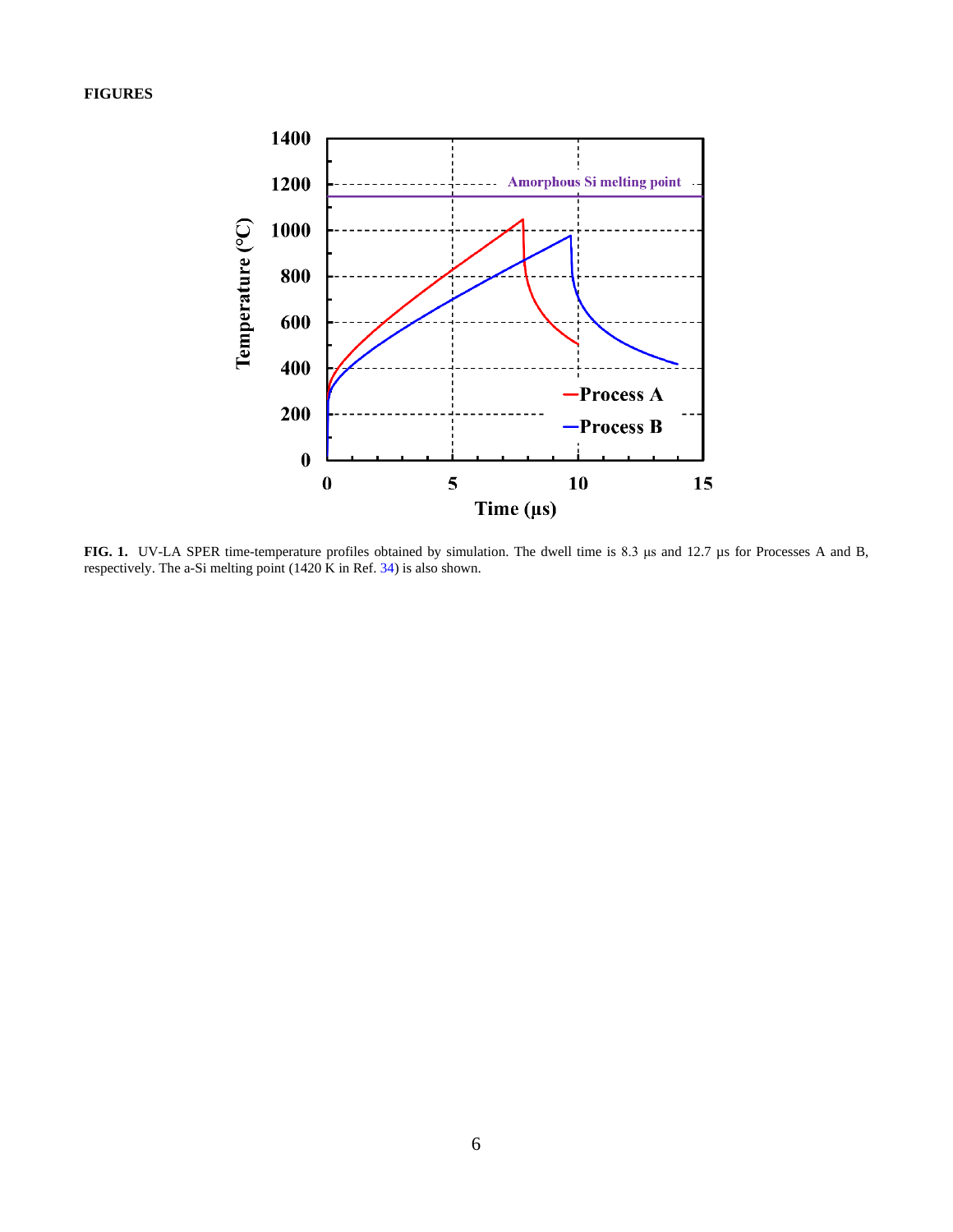**FIGURES**

**FIG. 1.** UV-LA SPER time-temperature profiles obtained by simulation. The dwell time is 8.3 μs and 12.7 μs for Processes A and B, respectively. The a-Si melting point (1420 K in Ref. 34) is also shown.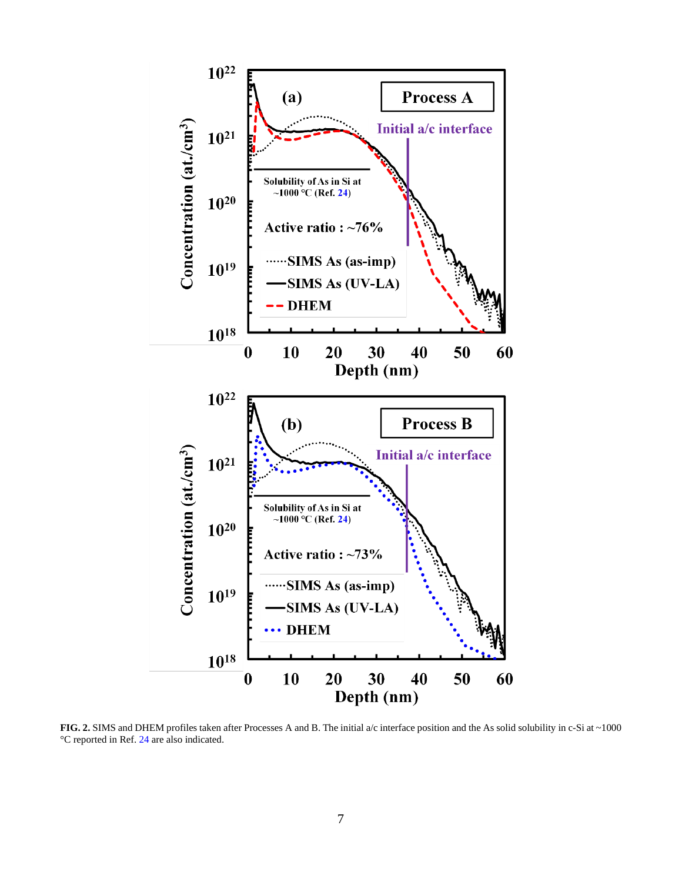**FIG. 2.** SIMS and DHEM profiles taken after Processes A and B. The initial a/c interface position and the As solid solubility in c-Si at ~1000 °C reported in Ref. 24 are also indicated.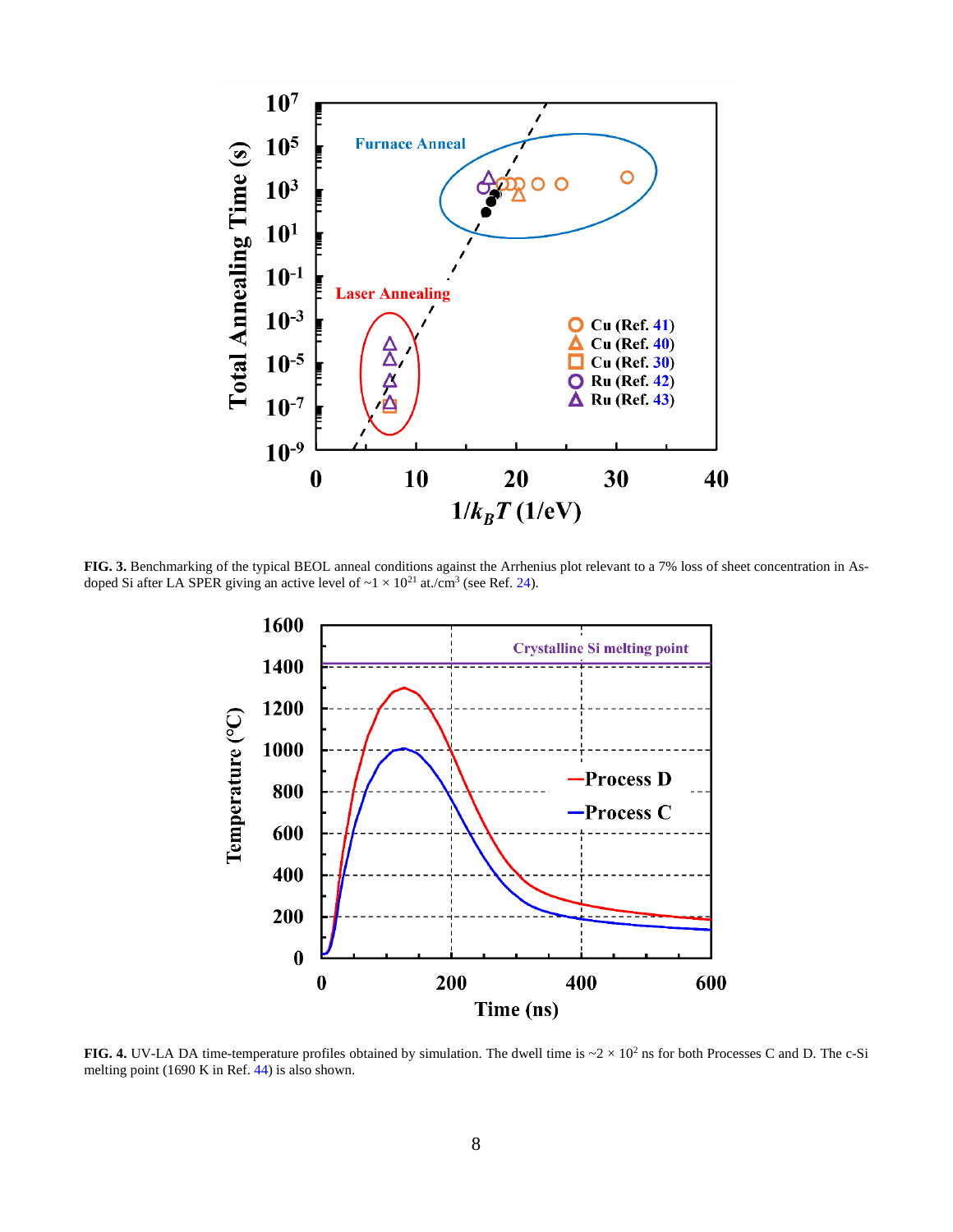**FIG. 3.** Benchmarking of the typical BEOL anneal conditions against the Arrhenius plot relevant to a 7% loss of sheet concentration in As-doped Si after LA SPER giving an active level of ~1 × $10^{21}$ at./$cm^3$ (see Ref. 24).

**FIG. 4.** UV-LA DA time-temperature profiles obtained by simulation. The dwell time is ~2 × $10^2$ ns for both Processes C and D. The c-Si melting point (1690 K in Ref. 44) is also shown.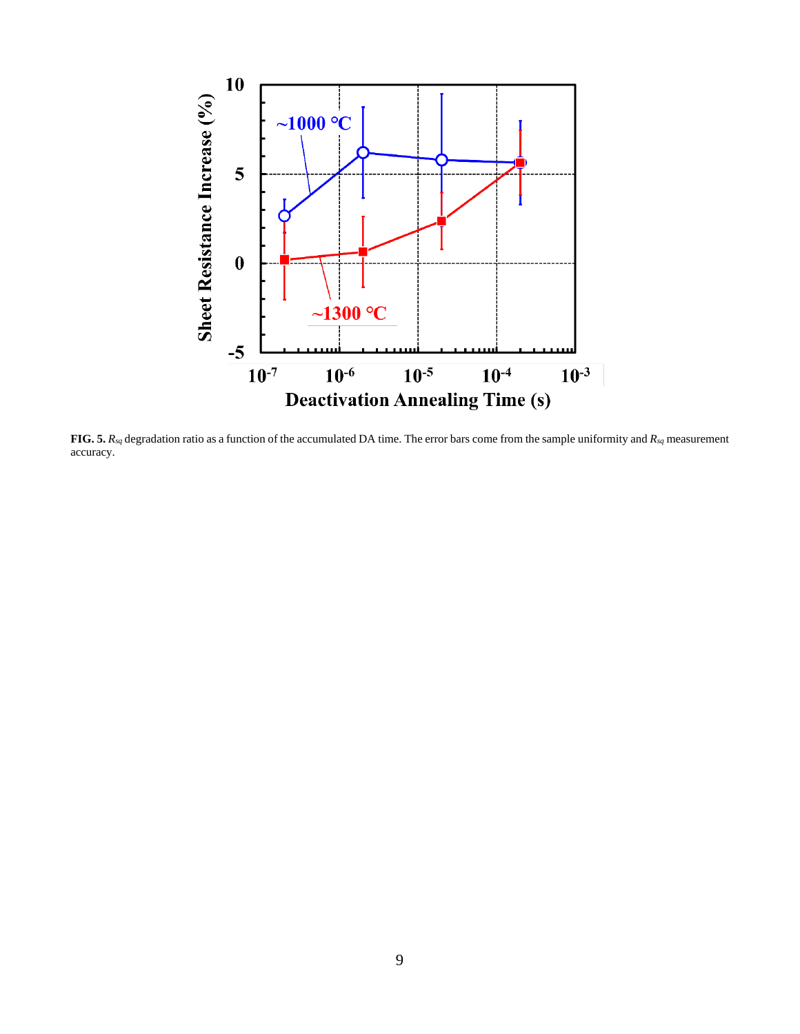**FIG. 5.** $R_{sq}$ degradation ratio as a function of the accumulated DA time. The error bars come from the sample uniformity and $R_{sq}$ measurement accuracy.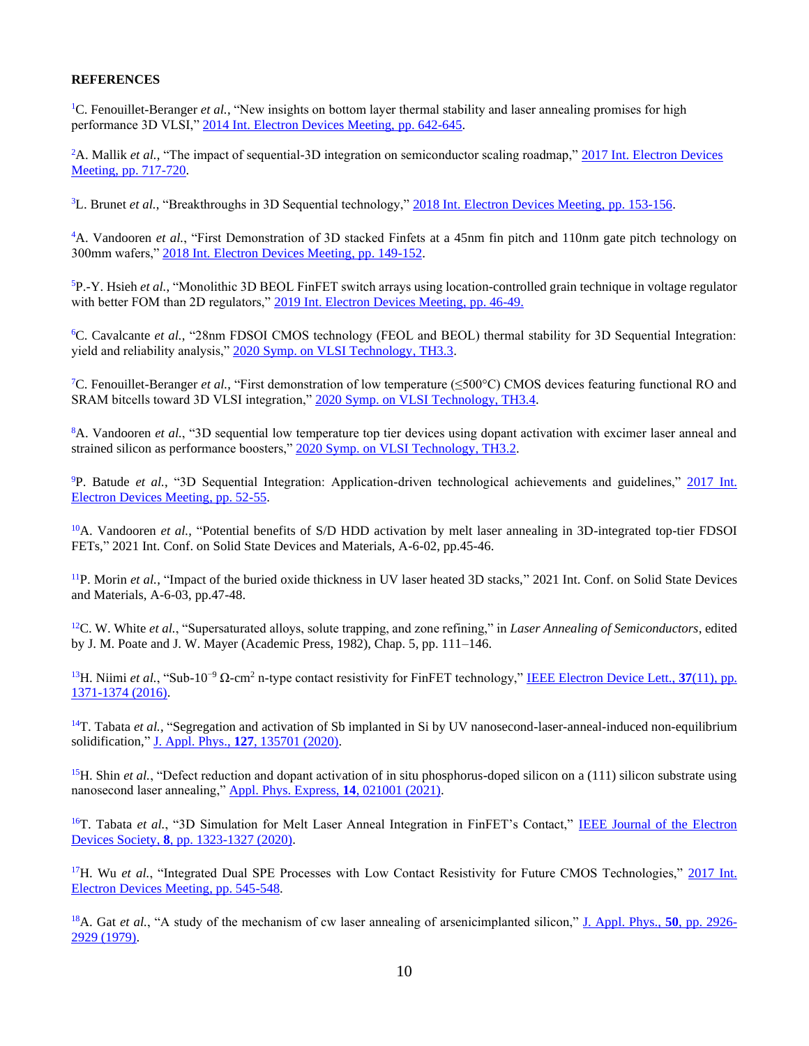**REFERENCES**

[1]C. Fenouillet-Beranger *et al.*, "New insights on bottom layer thermal stability and laser annealing promises for high performance 3D VLSI," 2014 Int. Electron Devices Meeting, pp. 642-645.

[2]A. Mallik *et al.*, "The impact of sequential-3D integration on semiconductor scaling roadmap," 2017 Int. Electron Devices Meeting, pp. 717-720.

[3]L. Brunet *et al.*, "Breakthroughs in 3D Sequential technology," 2018 Int. Electron Devices Meeting, pp. 153-156.

[4]A. Vandooren *et al.*, "First Demonstration of 3D stacked Finfets at a 45nm fin pitch and 110nm gate pitch technology on 300mm wafers," 2018 Int. Electron Devices Meeting, pp. 149-152.

[5]P.-Y. Hsieh *et al.*, "Monolithic 3D BEOL FinFET switch arrays using location-controlled grain technique in voltage regulator with better FOM than 2D regulators," 2019 Int. Electron Devices Meeting, pp. 46-49.

[6]C. Cavalcante *et al.*, "28nm FDSOI CMOS technology (FEOL and BEOL) thermal stability for 3D Sequential Integration: yield and reliability analysis," 2020 Symp. on VLSI Technology, TH3.3.

[7]C. Fenouillet-Beranger *et al.*, "First demonstration of low temperature (≤500°C) CMOS devices featuring functional RO and SRAM bitcells toward 3D VLSI integration," 2020 Symp. on VLSI Technology, TH3.4.

[8]A. Vandooren *et al.*, "3D sequential low temperature top tier devices using dopant activation with excimer laser anneal and strained silicon as performance boosters," 2020 Symp. on VLSI Technology, TH3.2.

[9]P. Batude *et al.*, "3D Sequential Integration: Application-driven technological achievements and guidelines," 2017 Int. Electron Devices Meeting, pp. 52-55.

[10]A. Vandooren *et al.*, "Potential benefits of S/D HDD activation by melt laser annealing in 3D-integrated top-tier FDSOI FETs," 2021 Int. Conf. on Solid State Devices and Materials, A-6-02, pp.45-46.

[11]P. Morin *et al.*, "Impact of the buried oxide thickness in UV laser heated 3D stacks," 2021 Int. Conf. on Solid State Devices and Materials, A-6-03, pp.47-48.

[12]C. W. White *et al.*, "Supersaturated alloys, solute trapping, and zone refining," in *Laser Annealing of Semiconductors*, edited by J. M. Poate and J. W. Mayer (Academic Press, 1982), Chap. 5, pp. 111–146.

[13]H. Niimi *et al.*, "Sub-$10^{-9}$ $\Omega$-cm$^2$ n-type contact resistivity for FinFET technology," IEEE Electron Device Lett., **37**(11), pp. 1371-1374 (2016).

[14]T. Tabata *et al.*, "Segregation and activation of Sb implanted in Si by UV nanosecond-laser-anneal-induced non-equilibrium solidification," J. Appl. Phys., **127**, 135701 (2020).

[15]H. Shin *et al.*, "Defect reduction and dopant activation of in situ phosphorus-doped silicon on a (111) silicon substrate using nanosecond laser annealing," Appl. Phys. Express, **14**, 021001 (2021).

[16]T. Tabata *et al.*, "3D Simulation for Melt Laser Anneal Integration in FinFET's Contact," IEEE Journal of the Electron Devices Society, **8**, pp. 1323-1327 (2020).

[17]H. Wu *et al.*, "Integrated Dual SPE Processes with Low Contact Resistivity for Future CMOS Technologies," 2017 Int. Electron Devices Meeting, pp. 545-548.

[18]A. Gat *et al.*, "A study of the mechanism of cw laser annealing of arsenicimplanted silicon," J. Appl. Phys., **50**, pp. 2926-2929 (1979).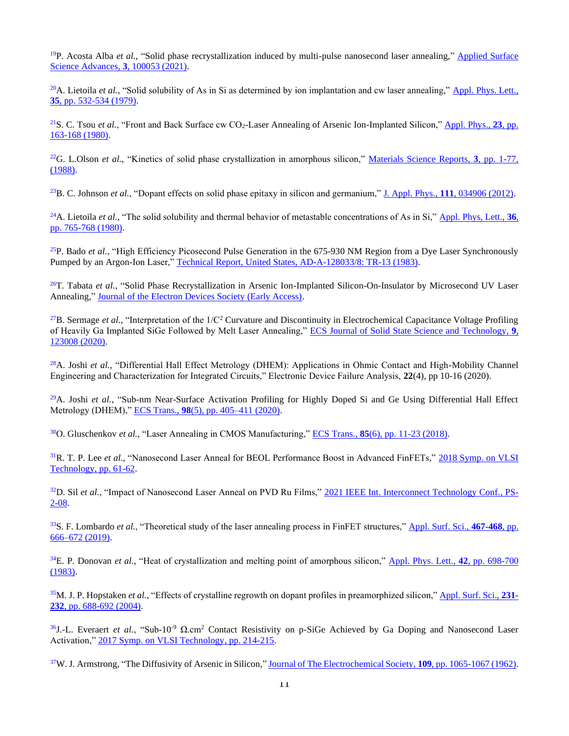[19]P. Acosta Alba *et al.*, "Solid phase recrystallization induced by multi-pulse nanosecond laser annealing," Applied Surface Science Advances, **3**, 100053 (2021).

[20]A. Lietoila *et al.*, "Solid solubility of As in Si as determined by ion implantation and cw laser annealing," Appl. Phys. Lett., **35**, pp. 532-534 (1979).

[21]S. C. Tsou *et al.*, "Front and Back Surface cw $CO_2$-Laser Annealing of Arsenic Ion-Implanted Silicon," Appl. Phys., **23**, pp. 163-168 (1980).

[22]G. L.Olson *et al.*, "Kinetics of solid phase crystallization in amorphous silicon," Materials Science Reports, **3**, pp. 1-77, (1988).

[23]B. C. Johnson *et al.*, "Dopant effects on solid phase epitaxy in silicon and germanium," J. Appl. Phys., **111**, 034906 (2012).

[24]A. Lietoila *et al.*, "The solid solubility and thermal behavior of metastable concentrations of As in Si," Appl. Phys, Lett., **36**, pp. 765-768 (1980).

[25]P. Bado *et al.*, "High Efficiency Picosecond Pulse Generation in the 675-930 NM Region from a Dye Laser Synchronously Pumped by an Argon-Ion Laser," Technical Report, United States, AD-A-128033/8: TR-13 (1983).

[26]T. Tabata *et al.*, "Solid Phase Recrystallization in Arsenic Ion-Implanted Silicon-On-Insulator by Microsecond UV Laser Annealing," Journal of the Electron Devices Society (Early Access).

[27]B. Sermage *et al.*, "Interpretation of the $1/C^2$ Curvature and Discontinuity in Electrochemical Capacitance Voltage Profiling of Heavily Ga Implanted SiGe Followed by Melt Laser Annealing," ECS Journal of Solid State Science and Technology, **9**, 123008 (2020).

[28]A. Joshi *et al.*, "Differential Hall Effect Metrology (DHEM): Applications in Ohmic Contact and High-Mobility Channel Engineering and Characterization for Integrated Circuits," Electronic Device Failure Analysis, **22**(4), pp 10-16 (2020).

[29]A. Joshi *et al.*, "Sub-nm Near-Surface Activation Profiling for Highly Doped Si and Ge Using Differential Hall Effect Metrology (DHEM)," ECS Trans., **98**(5), pp. 405–411 (2020).

[30]O. Gluschenkov *et al.*, "Laser Annealing in CMOS Manufacturing," ECS Trans., **85**(6), pp. 11-23 (2018).

[31]R. T. P. Lee *et al.*, "Nanosecond Laser Anneal for BEOL Performance Boost in Advanced FinFETs," 2018 Symp. on VLSI Technology, pp. 61-62.

[32]D. Sil *et al.*, "Impact of Nanosecond Laser Anneal on PVD Ru Films," 2021 IEEE Int. Interconnect Technology Conf., PS-2-08.

[33]S. F. Lombardo *et al.*, "Theoretical study of the laser annealing process in FinFET structures," Appl. Surf. Sci., **467-468**, pp. 666–672 (2019).

[34]E. P. Donovan *et al.*, "Heat of crystallization and melting point of amorphous silicon," Appl. Phys. Lett., **42**, pp. 698-700 (1983).

[35]M. J. P. Hopstaken *et al.*, "Effects of crystalline regrowth on dopant profiles in preamorphized silicon," Appl. Surf. Sci., **231-232**, pp. 688-692 (2004).

[36]J.-L. Everaert *et al.*, "Sub-$10^{-9}$ $\Omega$.cm$^2$ Contact Resistivity on p-SiGe Achieved by Ga Doping and Nanosecond Laser Activation," 2017 Symp. on VLSI Technology, pp. 214-215.

[37]W. J. Armstrong, "The Diffusivity of Arsenic in Silicon," Journal of The Electrochemical Society, **109**, pp. 1065-1067 (1962).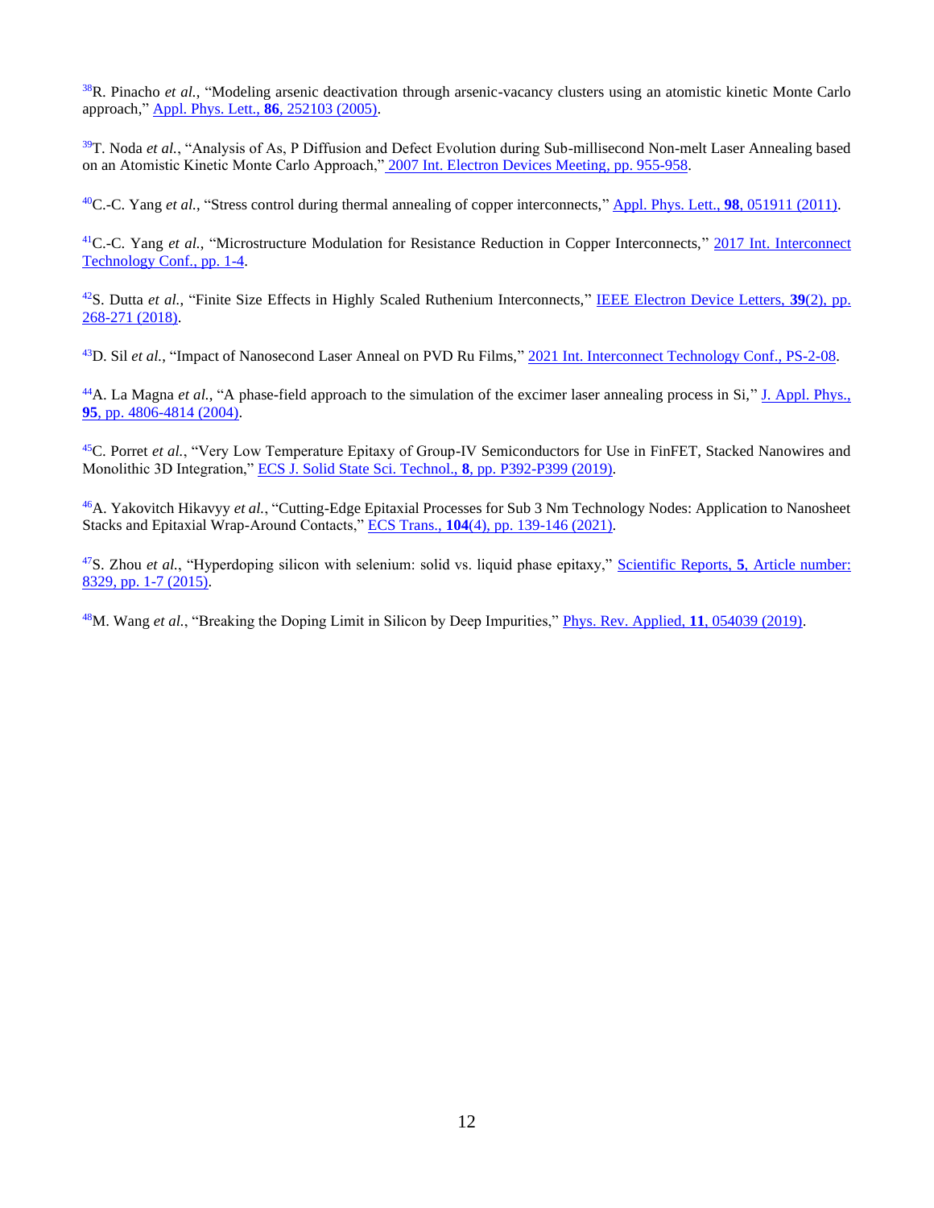[38]R. Pinacho *et al.*, "Modeling arsenic deactivation through arsenic-vacancy clusters using an atomistic kinetic Monte Carlo approach," Appl. Phys. Lett., **86**, 252103 (2005).

[39]T. Noda *et al.*, "Analysis of As, P Diffusion and Defect Evolution during Sub-millisecond Non-melt Laser Annealing based on an Atomistic Kinetic Monte Carlo Approach," 2007 Int. Electron Devices Meeting, pp. 955-958.

[40]C.-C. Yang *et al.*, "Stress control during thermal annealing of copper interconnects," Appl. Phys. Lett., **98**, 051911 (2011).

[41]C.-C. Yang *et al.*, "Microstructure Modulation for Resistance Reduction in Copper Interconnects," 2017 Int. Interconnect Technology Conf., pp. 1-4.

[42]S. Dutta *et al.*, "Finite Size Effects in Highly Scaled Ruthenium Interconnects," IEEE Electron Device Letters, **39**(2), pp. 268-271 (2018).

[43]D. Sil *et al.*, "Impact of Nanosecond Laser Anneal on PVD Ru Films," 2021 Int. Interconnect Technology Conf., PS-2-08.

[44]A. La Magna *et al.*, "A phase-field approach to the simulation of the excimer laser annealing process in Si," J. Appl. Phys., **95**, pp. 4806-4814 (2004).

[45]C. Porret *et al.*, "Very Low Temperature Epitaxy of Group-IV Semiconductors for Use in FinFET, Stacked Nanowires and Monolithic 3D Integration," ECS J. Solid State Sci. Technol., **8**, pp. P392-P399 (2019).

[46]A. Yakovitch Hikavyy *et al.*, "Cutting-Edge Epitaxial Processes for Sub 3 Nm Technology Nodes: Application to Nanosheet Stacks and Epitaxial Wrap-Around Contacts," ECS Trans., **104**(4), pp. 139-146 (2021).

[47]S. Zhou *et al.*, "Hyperdoping silicon with selenium: solid vs. liquid phase epitaxy," Scientific Reports, **5**, Article number: 8329, pp. 1-7 (2015).

[48]M. Wang *et al.*, "Breaking the Doping Limit in Silicon by Deep Impurities," Phys. Rev. Applied, **11**, 054039 (2019).